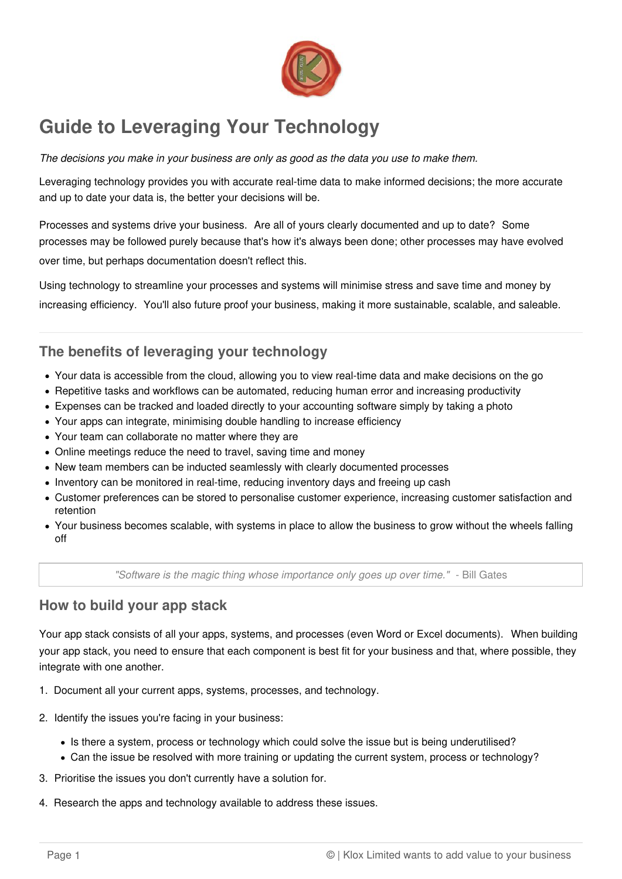# Guide to Leveraging Your Technology

*The decisions you make in your business are only as good as the data you use to make them.*

Leveraging technology provides you with accurate real-time data to make informed decisions; the more accurate and up to date your data is, the better your decisions will be.

Processes and systems drive your business. Are all of yours clearly documented and up to date? Some processes may be followed purely because that's how it's always been done; other processes may have evolved over time, but perhaps documentation doesn't reflect this.

Using technology to streamline your processes and systems will minimise stress and save time and money by increasing efficiency. You'll also future proof your business, making it more sustainable, scalable, and saleable.

---

## The benefits of leveraging your technology

- Your data is accessible from the cloud, allowing you to view real-time data and make decisions on the go
- Repetitive tasks and workflows can be automated, reducing human error and increasing productivity
- Expenses can be tracked and loaded directly to your accounting software simply by taking a photo
- Your apps can integrate, minimising double handling to increase efficiency
- Your team can collaborate no matter where they are
- Online meetings reduce the need to travel, saving time and money
- New team members can be inducted seamlessly with clearly documented processes
- Inventory can be monitored in real-time, reducing inventory days and freeing up cash
- Customer preferences can be stored to personalise customer experience, increasing customer satisfaction and retention
- Your business becomes scalable, with systems in place to allow the business to grow without the wheels falling off

> *"Software is the magic thing whose importance only goes up over time."* - Bill Gates

## How to build your app stack

Your app stack consists of all your apps, systems, and processes (even Word or Excel documents). When building your app stack, you need to ensure that each component is best fit for your business and that, where possible, they integrate with one another.

1. Document all your current apps, systems, processes, and technology.
2. Identify the issues you're facing in your business:
   - Is there a system, process or technology which could solve the issue but is being underutilised?
   - Can the issue be resolved with more training or updating the current system, process or technology?
3. Prioritise the issues you don't currently have a solution for.
4. Research the apps and technology available to address these issues.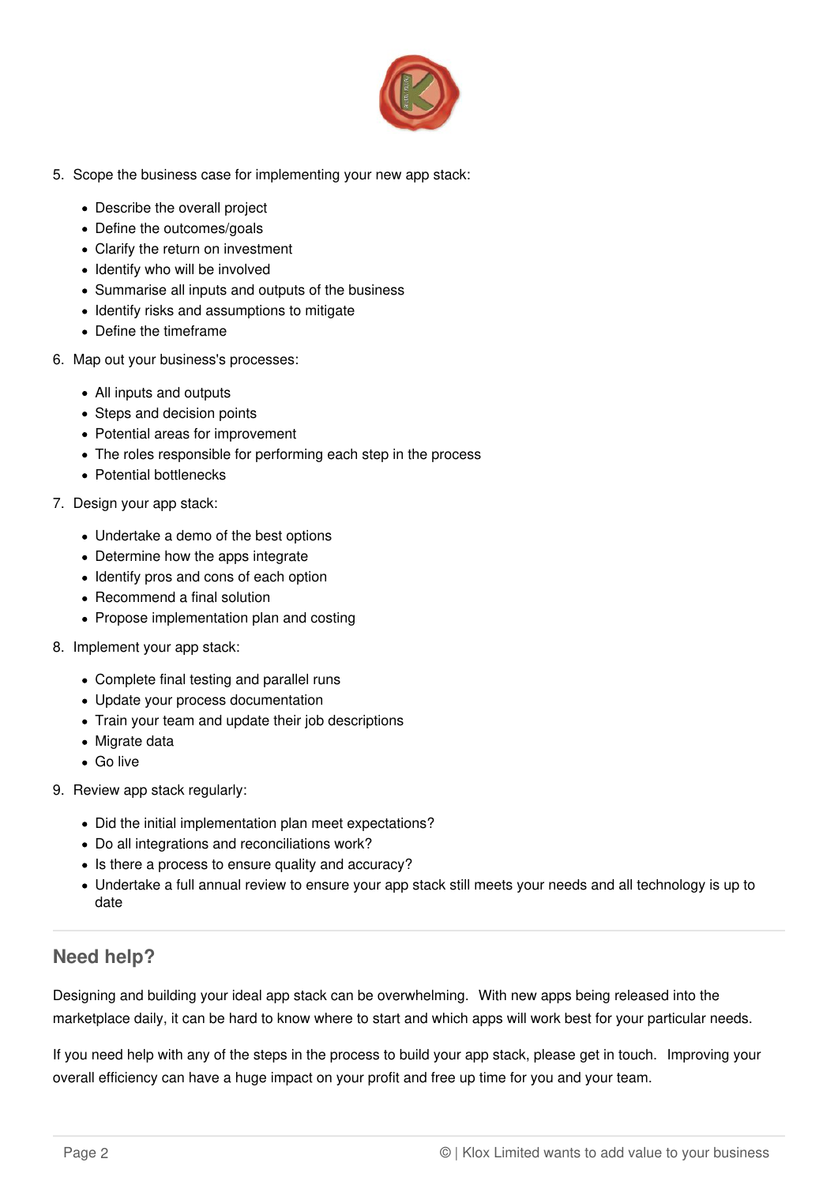5. Scope the business case for implementing your new app stack:
    - Describe the overall project
    - Define the outcomes/goals
    - Clarify the return on investment
    - Identify who will be involved
    - Summarise all inputs and outputs of the business
    - Identify risks and assumptions to mitigate
    - Define the timeframe
6. Map out your business's processes:
    - All inputs and outputs
    - Steps and decision points
    - Potential areas for improvement
    - The roles responsible for performing each step in the process
    - Potential bottlenecks
7. Design your app stack:
    - Undertake a demo of the best options
    - Determine how the apps integrate
    - Identify pros and cons of each option
    - Recommend a final solution
    - Propose implementation plan and costing
8. Implement your app stack:
    - Complete final testing and parallel runs
    - Update your process documentation
    - Train your team and update their job descriptions
    - Migrate data
    - Go live
9. Review app stack regularly:
    - Did the initial implementation plan meet expectations?
    - Do all integrations and reconciliations work?
    - Is there a process to ensure quality and accuracy?
    - Undertake a full annual review to ensure your app stack still meets your needs and all technology is up to date

---

## Need help?

Designing and building your ideal app stack can be overwhelming. With new apps being released into the marketplace daily, it can be hard to know where to start and which apps will work best for your particular needs.

If you need help with any of the steps in the process to build your app stack, please get in touch. Improving your overall efficiency can have a huge impact on your profit and free up time for you and your team.